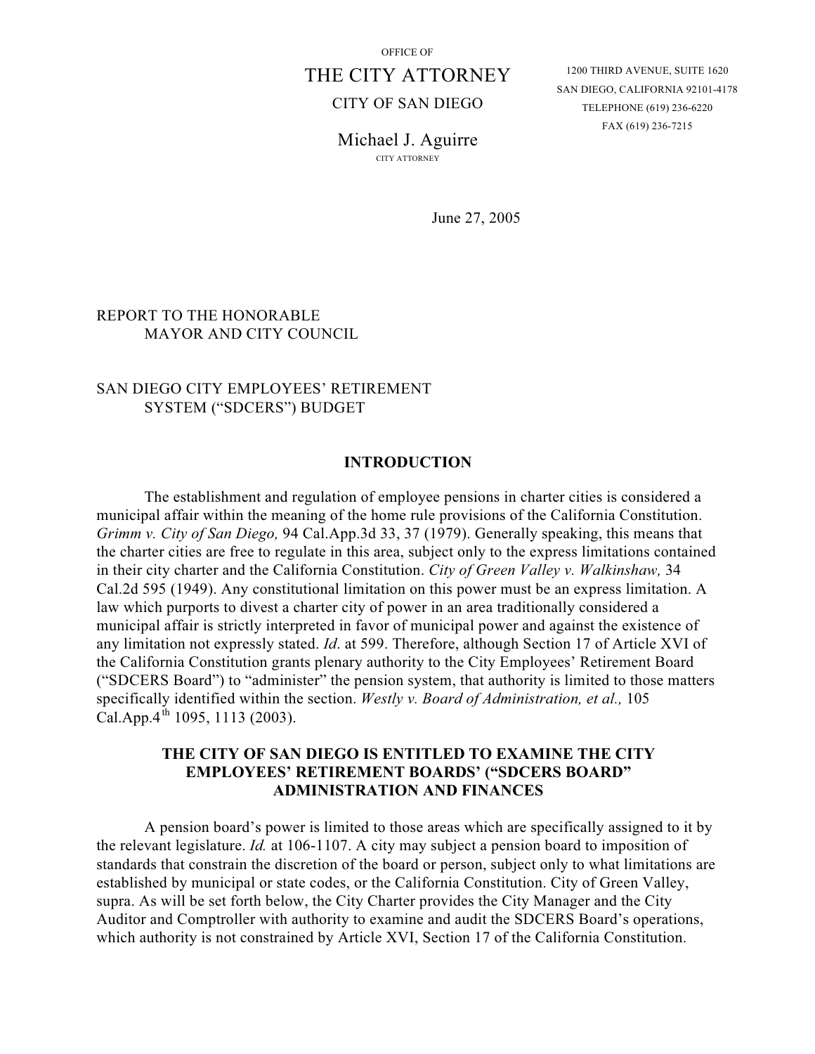OFFICE OF

# THE CITY ATTORNEY

CITY OF SAN DIEGO

Michael J. Aguirre

CITY ATTORNEY

1200 THIRD AVENUE, SUITE 1620
SAN DIEGO, CALIFORNIA 92101-4178
TELEPHONE (619) 236-6220
FAX (619) 236-7215

June 27, 2005

REPORT TO THE HONORABLE
MAYOR AND CITY COUNCIL

SAN DIEGO CITY EMPLOYEES' RETIREMENT
SYSTEM ("SDCERS") BUDGET

## INTRODUCTION

The establishment and regulation of employee pensions in charter cities is considered a municipal affair within the meaning of the home rule provisions of the California Constitution. *Grimm v. City of San Diego,* 94 Cal.App.3d 33, 37 (1979). Generally speaking, this means that the charter cities are free to regulate in this area, subject only to the express limitations contained in their city charter and the California Constitution. *City of Green Valley v. Walkinshaw,* 34 Cal.2d 595 (1949). Any constitutional limitation on this power must be an express limitation. A law which purports to divest a charter city of power in an area traditionally considered a municipal affair is strictly interpreted in favor of municipal power and against the existence of any limitation not expressly stated. *Id*. at 599. Therefore, although Section 17 of Article XVI of the California Constitution grants plenary authority to the City Employees' Retirement Board ("SDCERS Board") to "administer" the pension system, that authority is limited to those matters specifically identified within the section. *Westly v. Board of Administration, et al.,* 105 Cal.App.4th 1095, 1113 (2003).

## THE CITY OF SAN DIEGO IS ENTITLED TO EXAMINE THE CITY EMPLOYEES' RETIREMENT BOARDS' ("SDCERS BOARD" ADMINISTRATION AND FINANCES

A pension board's power is limited to those areas which are specifically assigned to it by the relevant legislature. *Id.* at 106-1107. A city may subject a pension board to imposition of standards that constrain the discretion of the board or person, subject only to what limitations are established by municipal or state codes, or the California Constitution. City of Green Valley, supra. As will be set forth below, the City Charter provides the City Manager and the City Auditor and Comptroller with authority to examine and audit the SDCERS Board's operations, which authority is not constrained by Article XVI, Section 17 of the California Constitution.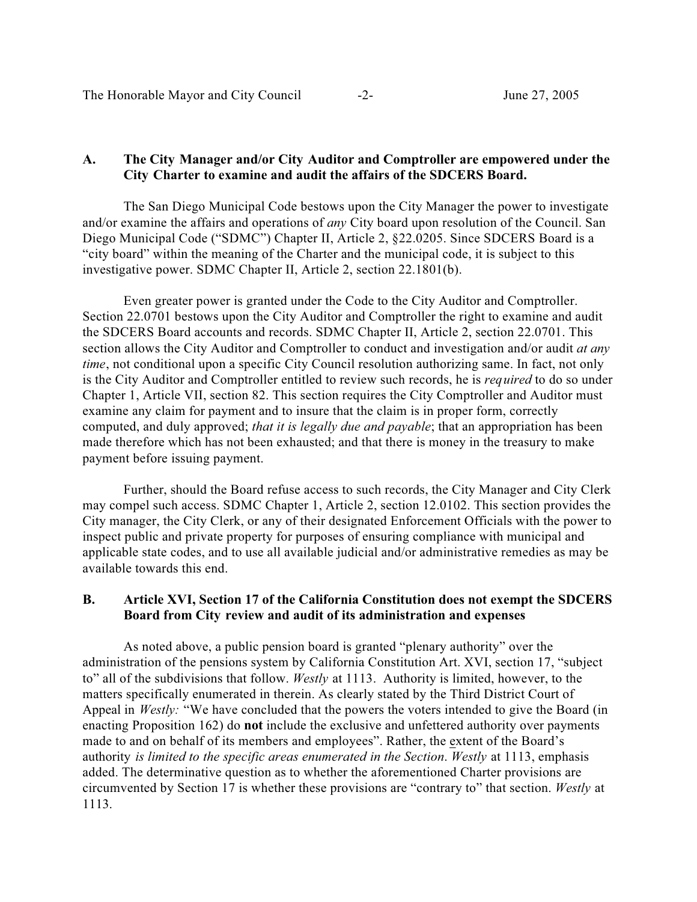**A. The City Manager and/or City Auditor and Comptroller are empowered under the City Charter to examine and audit the affairs of the SDCERS Board.**

The San Diego Municipal Code bestows upon the City Manager the power to investigate and/or examine the affairs and operations of *any* City board upon resolution of the Council. San Diego Municipal Code ("SDMC") Chapter II, Article 2, §22.0205. Since SDCERS Board is a "city board" within the meaning of the Charter and the municipal code, it is subject to this investigative power. SDMC Chapter II, Article 2, section 22.1801(b).

Even greater power is granted under the Code to the City Auditor and Comptroller. Section 22.0701 bestows upon the City Auditor and Comptroller the right to examine and audit the SDCERS Board accounts and records. SDMC Chapter II, Article 2, section 22.0701. This section allows the City Auditor and Comptroller to conduct and investigation and/or audit *at any time*, not conditional upon a specific City Council resolution authorizing same. In fact, not only is the City Auditor and Comptroller entitled to review such records, he is *required* to do so under Chapter 1, Article VII, section 82. This section requires the City Comptroller and Auditor must examine any claim for payment and to insure that the claim is in proper form, correctly computed, and duly approved; *that it is legally due and payable*; that an appropriation has been made therefore which has not been exhausted; and that there is money in the treasury to make payment before issuing payment.

Further, should the Board refuse access to such records, the City Manager and City Clerk may compel such access. SDMC Chapter 1, Article 2, section 12.0102. This section provides the City manager, the City Clerk, or any of their designated Enforcement Officials with the power to inspect public and private property for purposes of ensuring compliance with municipal and applicable state codes, and to use all available judicial and/or administrative remedies as may be available towards this end.

**B. Article XVI, Section 17 of the California Constitution does not exempt the SDCERS Board from City review and audit of its administration and expenses**

As noted above, a public pension board is granted "plenary authority" over the administration of the pensions system by California Constitution Art. XVI, section 17, "subject to" all of the subdivisions that follow. *Westly* at 1113. Authority is limited, however, to the matters specifically enumerated in therein. As clearly stated by the Third District Court of Appeal in *Westly:* "We have concluded that the powers the voters intended to give the Board (in enacting Proposition 162) do **not** include the exclusive and unfettered authority over payments made to and on behalf of its members and employees". Rather, the extent of the Board's authority *is limited to the specific areas enumerated in the Section*. *Westly* at 1113, emphasis added. The determinative question as to whether the aforementioned Charter provisions are circumvented by Section 17 is whether these provisions are "contrary to" that section. *Westly* at 1113.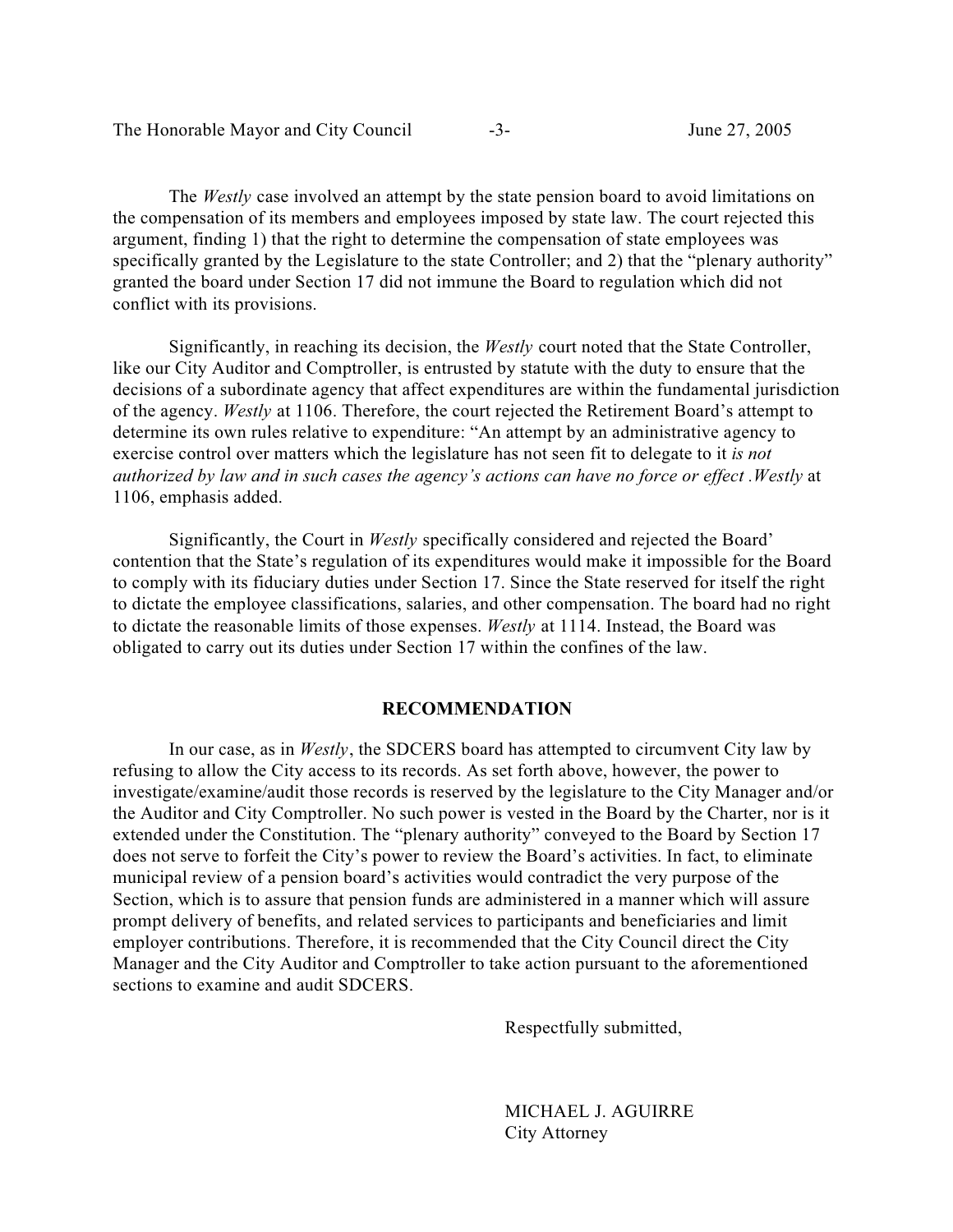The *Westly* case involved an attempt by the state pension board to avoid limitations on the compensation of its members and employees imposed by state law. The court rejected this argument, finding 1) that the right to determine the compensation of state employees was specifically granted by the Legislature to the state Controller; and 2) that the "plenary authority" granted the board under Section 17 did not immune the Board to regulation which did not conflict with its provisions.

Significantly, in reaching its decision, the *Westly* court noted that the State Controller, like our City Auditor and Comptroller, is entrusted by statute with the duty to ensure that the decisions of a subordinate agency that affect expenditures are within the fundamental jurisdiction of the agency. *Westly* at 1106. Therefore, the court rejected the Retirement Board's attempt to determine its own rules relative to expenditure: "An attempt by an administrative agency to exercise control over matters which the legislature has not seen fit to delegate to it *is not authorized by law and in such cases the agency's actions can have no force or effect* .*Westly* at 1106, emphasis added.

Significantly, the Court in *Westly* specifically considered and rejected the Board' contention that the State's regulation of its expenditures would make it impossible for the Board to comply with its fiduciary duties under Section 17. Since the State reserved for itself the right to dictate the employee classifications, salaries, and other compensation. The board had no right to dictate the reasonable limits of those expenses. *Westly* at 1114. Instead, the Board was obligated to carry out its duties under Section 17 within the confines of the law.

## RECOMMENDATION

In our case, as in *Westly*, the SDCERS board has attempted to circumvent City law by refusing to allow the City access to its records. As set forth above, however, the power to investigate/examine/audit those records is reserved by the legislature to the City Manager and/or the Auditor and City Comptroller. No such power is vested in the Board by the Charter, nor is it extended under the Constitution. The "plenary authority" conveyed to the Board by Section 17 does not serve to forfeit the City's power to review the Board's activities. In fact, to eliminate municipal review of a pension board's activities would contradict the very purpose of the Section, which is to assure that pension funds are administered in a manner which will assure prompt delivery of benefits, and related services to participants and beneficiaries and limit employer contributions. Therefore, it is recommended that the City Council direct the City Manager and the City Auditor and Comptroller to take action pursuant to the aforementioned sections to examine and audit SDCERS.

Respectfully submitted,

MICHAEL J. AGUIRRE
City Attorney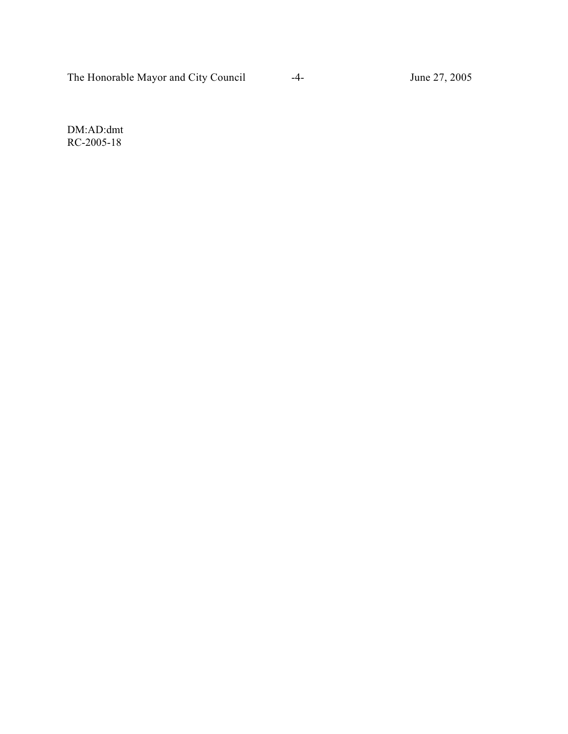DM:AD:dmt
RC-2005-18